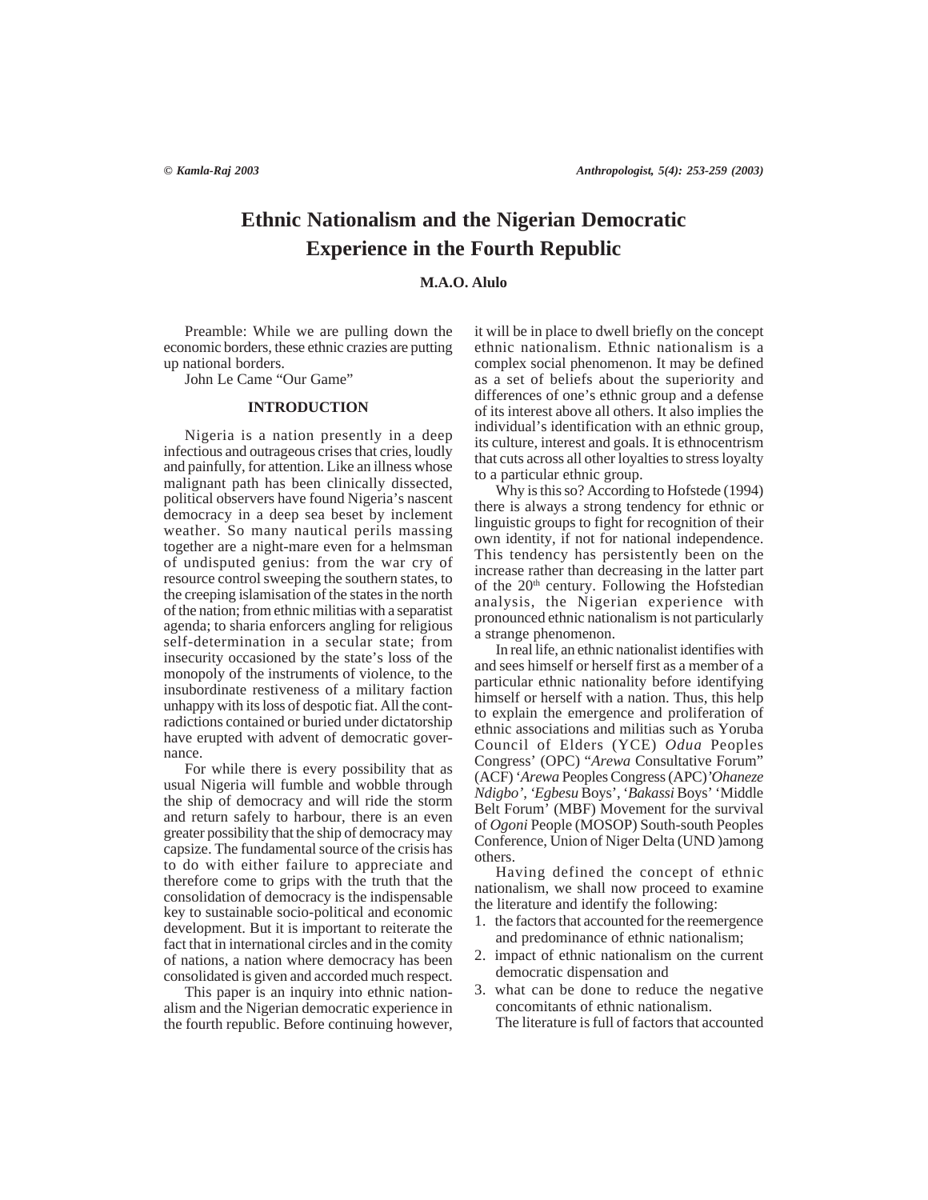# Ethnic Nationalism and the Nigerian Democratic Experience in the Fourth Republic

**M.A.O. Alulo**

Preamble: While we are pulling down the economic borders, these ethnic crazies are putting up national borders.

John Le Came "Our Game"

## INTRODUCTION

Nigeria is a nation presently in a deep infectious and outrageous crises that cries, loudly and painfully, for attention. Like an illness whose malignant path has been clinically dissected, political observers have found Nigeria's nascent democracy in a deep sea beset by inclement weather. So many nautical perils massing together are a night-mare even for a helmsman of undisputed genius: from the war cry of resource control sweeping the southern states, to the creeping islamisation of the states in the north of the nation; from ethnic militias with a separatist agenda; to sharia enforcers angling for religious self-determination in a secular state; from insecurity occasioned by the state's loss of the monopoly of the instruments of violence, to the insubordinate restiveness of a military faction unhappy with its loss of despotic fiat. All the contradictions contained or buried under dictatorship have erupted with advent of democratic governance.

For while there is every possibility that as usual Nigeria will fumble and wobble through the ship of democracy and will ride the storm and return safely to harbour, there is an even greater possibility that the ship of democracy may capsize. The fundamental source of the crisis has to do with either failure to appreciate and therefore come to grips with the truth that the consolidation of democracy is the indispensable key to sustainable socio-political and economic development. But it is important to reiterate the fact that in international circles and in the comity of nations, a nation where democracy has been consolidated is given and accorded much respect.

This paper is an inquiry into ethnic nationalism and the Nigerian democratic experience in the fourth republic. Before continuing however, it will be in place to dwell briefly on the concept ethnic nationalism. Ethnic nationalism is a complex social phenomenon. It may be defined as a set of beliefs about the superiority and differences of one's ethnic group and a defense of its interest above all others. It also implies the individual's identification with an ethnic group, its culture, interest and goals. It is ethnocentrism that cuts across all other loyalties to stress loyalty to a particular ethnic group.

Why is this so? According to Hofstede (1994) there is always a strong tendency for ethnic or linguistic groups to fight for recognition of their own identity, if not for national independence. This tendency has persistently been on the increase rather than decreasing in the latter part of the 20th century. Following the Hofstedian analysis, the Nigerian experience with pronounced ethnic nationalism is not particularly a strange phenomenon.

In real life, an ethnic nationalist identifies with and sees himself or herself first as a member of a particular ethnic nationality before identifying himself or herself with a nation. Thus, this help to explain the emergence and proliferation of ethnic associations and militias such as Yoruba Council of Elders (YCE) *Odua* Peoples Congress' (OPC) "*Arewa* Consultative Forum" (ACF) '*Arewa* Peoples Congress (APC)'*Ohaneze Ndigbo*', '*Egbesu* Boys', '*Bakassi* Boys' 'Middle Belt Forum' (MBF) Movement for the survival of *Ogoni* People (MOSOP) South-south Peoples Conference, Union of Niger Delta (UND )among others.

Having defined the concept of ethnic nationalism, we shall now proceed to examine the literature and identify the following:

1. the factors that accounted for the reemergence and predominance of ethnic nationalism;
2. impact of ethnic nationalism on the current democratic dispensation and
3. what can be done to reduce the negative concomitants of ethnic nationalism.

The literature is full of factors that accounted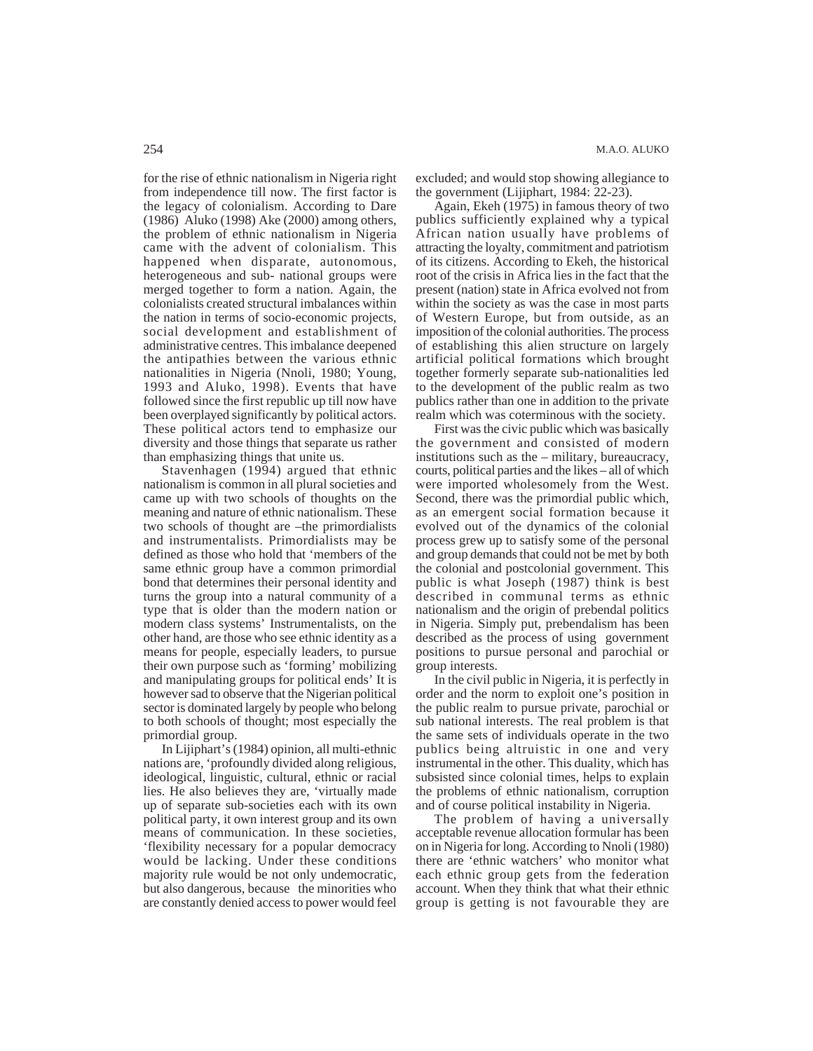for the rise of ethnic nationalism in Nigeria right from independence till now. The first factor is the legacy of colonialism. According to Dare (1986) Aluko (1998) Ake (2000) among others, the problem of ethnic nationalism in Nigeria came with the advent of colonialism. This happened when disparate, autonomous, heterogeneous and sub- national groups were merged together to form a nation. Again, the colonialists created structural imbalances within the nation in terms of socio-economic projects, social development and establishment of administrative centres. This imbalance deepened the antipathies between the various ethnic nationalities in Nigeria (Nnoli, 1980; Young, 1993 and Aluko, 1998). Events that have followed since the first republic up till now have been overplayed significantly by political actors. These political actors tend to emphasize our diversity and those things that separate us rather than emphasizing things that unite us.

Stavenhagen (1994) argued that ethnic nationalism is common in all plural societies and came up with two schools of thoughts on the meaning and nature of ethnic nationalism. These two schools of thought are –the primordialists and instrumentalists. Primordialists may be defined as those who hold that 'members of the same ethnic group have a common primordial bond that determines their personal identity and turns the group into a natural community of a type that is older than the modern nation or modern class systems' Instrumentalists, on the other hand, are those who see ethnic identity as a means for people, especially leaders, to pursue their own purpose such as 'forming' mobilizing and manipulating groups for political ends' It is however sad to observe that the Nigerian political sector is dominated largely by people who belong to both schools of thought; most especially the primordial group.

In Lijiphart's (1984) opinion, all multi-ethnic nations are, 'profoundly divided along religious, ideological, linguistic, cultural, ethnic or racial lies. He also believes they are, 'virtually made up of separate sub-societies each with its own political party, it own interest group and its own means of communication. In these societies, 'flexibility necessary for a popular democracy would be lacking. Under these conditions majority rule would be not only undemocratic, but also dangerous, because the minorities who are constantly denied access to power would feel excluded; and would stop showing allegiance to the government (Lijiphart, 1984: 22-23).

Again, Ekeh (1975) in famous theory of two publics sufficiently explained why a typical African nation usually have problems of attracting the loyalty, commitment and patriotism of its citizens. According to Ekeh, the historical root of the crisis in Africa lies in the fact that the present (nation) state in Africa evolved not from within the society as was the case in most parts of Western Europe, but from outside, as an imposition of the colonial authorities. The process of establishing this alien structure on largely artificial political formations which brought together formerly separate sub-nationalities led to the development of the public realm as two publics rather than one in addition to the private realm which was coterminous with the society.

First was the civic public which was basically the government and consisted of modern institutions such as the – military, bureaucracy, courts, political parties and the likes – all of which were imported wholesomely from the West. Second, there was the primordial public which, as an emergent social formation because it evolved out of the dynamics of the colonial process grew up to satisfy some of the personal and group demands that could not be met by both the colonial and postcolonial government. This public is what Joseph (1987) think is best described in communal terms as ethnic nationalism and the origin of prebendal politics in Nigeria. Simply put, prebendalism has been described as the process of using government positions to pursue personal and parochial or group interests.

In the civil public in Nigeria, it is perfectly in order and the norm to exploit one's position in the public realm to pursue private, parochial or sub national interests. The real problem is that the same sets of individuals operate in the two publics being altruistic in one and very instrumental in the other. This duality, which has subsisted since colonial times, helps to explain the problems of ethnic nationalism, corruption and of course political instability in Nigeria.

The problem of having a universally acceptable revenue allocation formular has been on in Nigeria for long. According to Nnoli (1980) there are 'ethnic watchers' who monitor what each ethnic group gets from the federation account. When they think that what their ethnic group is getting is not favourable they are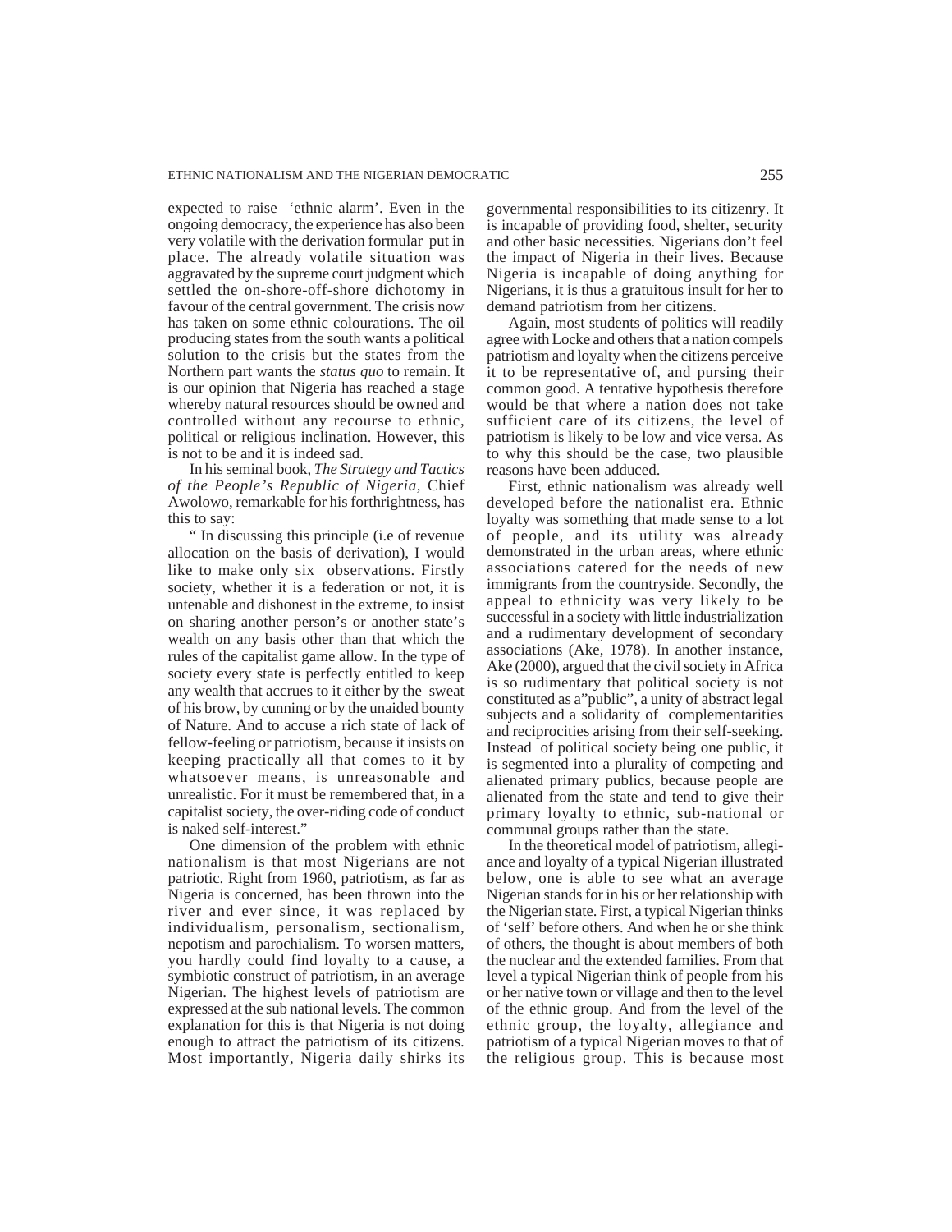expected to raise 'ethnic alarm'. Even in the ongoing democracy, the experience has also been very volatile with the derivation formular put in place. The already volatile situation was aggravated by the supreme court judgment which settled the on-shore-off-shore dichotomy in favour of the central government. The crisis now has taken on some ethnic colourations. The oil producing states from the south wants a political solution to the crisis but the states from the Northern part wants the *status quo* to remain. It is our opinion that Nigeria has reached a stage whereby natural resources should be owned and controlled without any recourse to ethnic, political or religious inclination. However, this is not to be and it is indeed sad.

In his seminal book, *The Strategy and Tactics of the People's Republic of Nigeria*, Chief Awolowo, remarkable for his forthrightness, has this to say:

" In discussing this principle (i.e of revenue allocation on the basis of derivation), I would like to make only six observations. Firstly society, whether it is a federation or not, it is untenable and dishonest in the extreme, to insist on sharing another person's or another state's wealth on any basis other than that which the rules of the capitalist game allow. In the type of society every state is perfectly entitled to keep any wealth that accrues to it either by the sweat of his brow, by cunning or by the unaided bounty of Nature. And to accuse a rich state of lack of fellow-feeling or patriotism, because it insists on keeping practically all that comes to it by whatsoever means, is unreasonable and unrealistic. For it must be remembered that, in a capitalist society, the over-riding code of conduct is naked self-interest."

One dimension of the problem with ethnic nationalism is that most Nigerians are not patriotic. Right from 1960, patriotism, as far as Nigeria is concerned, has been thrown into the river and ever since, it was replaced by individualism, personalism, sectionalism, nepotism and parochialism. To worsen matters, you hardly could find loyalty to a cause, a symbiotic construct of patriotism, in an average Nigerian. The highest levels of patriotism are expressed at the sub national levels. The common explanation for this is that Nigeria is not doing enough to attract the patriotism of its citizens. Most importantly, Nigeria daily shirks its governmental responsibilities to its citizenry. It is incapable of providing food, shelter, security and other basic necessities. Nigerians don't feel the impact of Nigeria in their lives. Because Nigeria is incapable of doing anything for Nigerians, it is thus a gratuitous insult for her to demand patriotism from her citizens.

Again, most students of politics will readily agree with Locke and others that a nation compels patriotism and loyalty when the citizens perceive it to be representative of, and pursing their common good. A tentative hypothesis therefore would be that where a nation does not take sufficient care of its citizens, the level of patriotism is likely to be low and vice versa. As to why this should be the case, two plausible reasons have been adduced.

First, ethnic nationalism was already well developed before the nationalist era. Ethnic loyalty was something that made sense to a lot of people, and its utility was already demonstrated in the urban areas, where ethnic associations catered for the needs of new immigrants from the countryside. Secondly, the appeal to ethnicity was very likely to be successful in a society with little industrialization and a rudimentary development of secondary associations (Ake, 1978). In another instance, Ake (2000), argued that the civil society in Africa is so rudimentary that political society is not constituted as a"public", a unity of abstract legal subjects and a solidarity of complementarities and reciprocities arising from their self-seeking. Instead of political society being one public, it is segmented into a plurality of competing and alienated primary publics, because people are alienated from the state and tend to give their primary loyalty to ethnic, sub-national or communal groups rather than the state.

In the theoretical model of patriotism, allegiance and loyalty of a typical Nigerian illustrated below, one is able to see what an average Nigerian stands for in his or her relationship with the Nigerian state. First, a typical Nigerian thinks of 'self' before others. And when he or she think of others, the thought is about members of both the nuclear and the extended families. From that level a typical Nigerian think of people from his or her native town or village and then to the level of the ethnic group. And from the level of the ethnic group, the loyalty, allegiance and patriotism of a typical Nigerian moves to that of the religious group. This is because most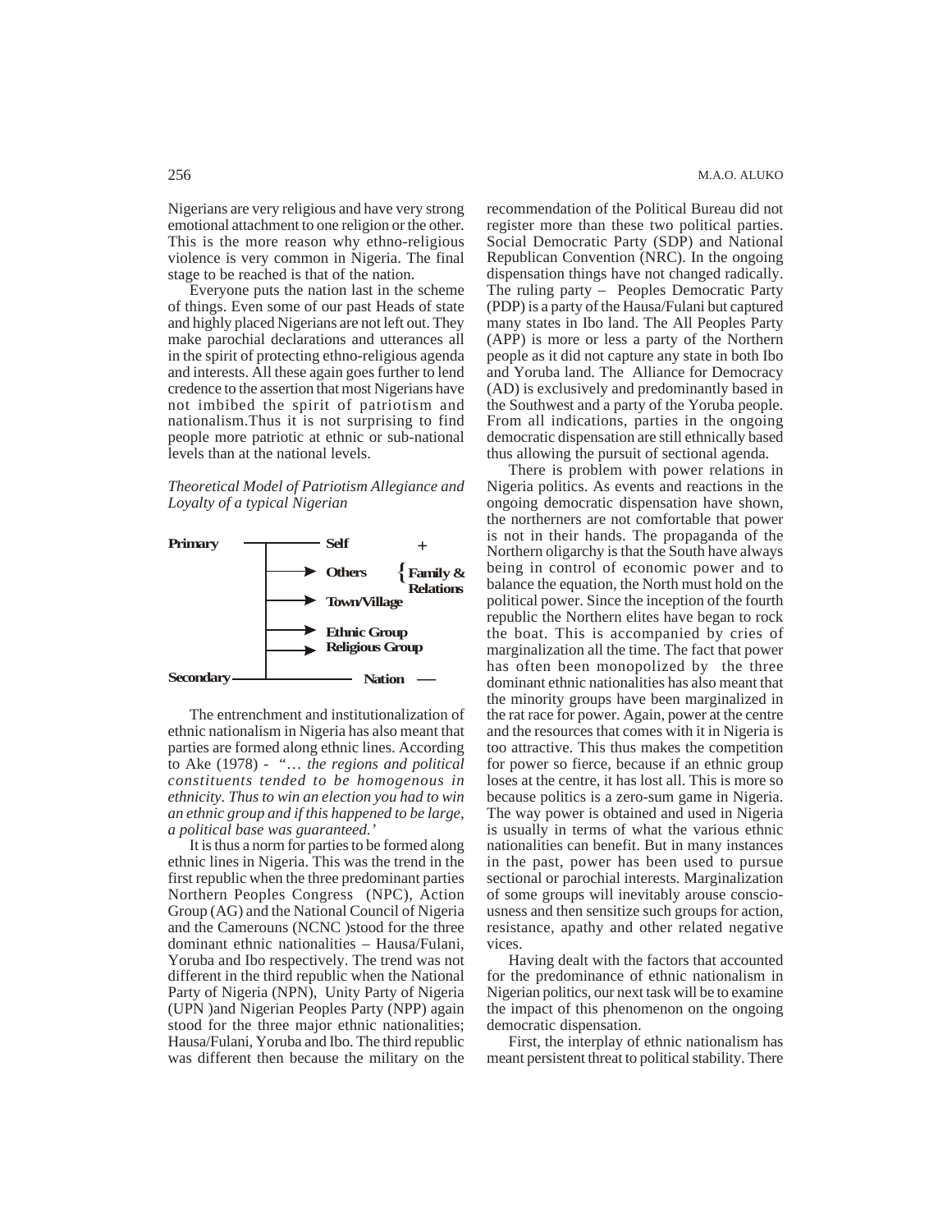Nigerians are very religious and have very strong emotional attachment to one religion or the other. This is the more reason why ethno-religious violence is very common in Nigeria. The final stage to be reached is that of the nation.

Everyone puts the nation last in the scheme of things. Even some of our past Heads of state and highly placed Nigerians are not left out. They make parochial declarations and utterances all in the spirit of protecting ethno-religious agenda and interests. All these again goes further to lend credence to the assertion that most Nigerians have not imbibed the spirit of patriotism and nationalism.Thus it is not surprising to find people more patriotic at ethnic or sub-national levels than at the national levels.

*Theoretical Model of Patriotism Allegiance and Loyalty of a typical Nigerian*

**Primary** — **Self** +
→ **Others** { **Family & Relations**
→ **Town/Village**
→ **Ethnic Group**
→ **Religious Group**
**Secondary** — **Nation** —

The entrenchment and institutionalization of ethnic nationalism in Nigeria has also meant that parties are formed along ethnic lines. According to Ake (1978) - "… *the regions and political constituents tended to be homogenous in ethnicity. Thus to win an election you had to win an ethnic group and if this happened to be large, a political base was guaranteed.'*

It is thus a norm for parties to be formed along ethnic lines in Nigeria. This was the trend in the first republic when the three predominant parties Northern Peoples Congress (NPC), Action Group (AG) and the National Council of Nigeria and the Camerouns (NCNC )stood for the three dominant ethnic nationalities – Hausa/Fulani, Yoruba and Ibo respectively. The trend was not different in the third republic when the National Party of Nigeria (NPN), Unity Party of Nigeria (UPN )and Nigerian Peoples Party (NPP) again stood for the three major ethnic nationalities; Hausa/Fulani, Yoruba and Ibo. The third republic was different then because the military on the recommendation of the Political Bureau did not register more than these two political parties. Social Democratic Party (SDP) and National Republican Convention (NRC). In the ongoing dispensation things have not changed radically. The ruling party – Peoples Democratic Party (PDP) is a party of the Hausa/Fulani but captured many states in Ibo land. The All Peoples Party (APP) is more or less a party of the Northern people as it did not capture any state in both Ibo and Yoruba land. The Alliance for Democracy (AD) is exclusively and predominantly based in the Southwest and a party of the Yoruba people. From all indications, parties in the ongoing democratic dispensation are still ethnically based thus allowing the pursuit of sectional agenda.

There is problem with power relations in Nigeria politics. As events and reactions in the ongoing democratic dispensation have shown, the northerners are not comfortable that power is not in their hands. The propaganda of the Northern oligarchy is that the South have always being in control of economic power and to balance the equation, the North must hold on the political power. Since the inception of the fourth republic the Northern elites have began to rock the boat. This is accompanied by cries of marginalization all the time. The fact that power has often been monopolized by the three dominant ethnic nationalities has also meant that the minority groups have been marginalized in the rat race for power. Again, power at the centre and the resources that comes with it in Nigeria is too attractive. This thus makes the competition for power so fierce, because if an ethnic group loses at the centre, it has lost all. This is more so because politics is a zero-sum game in Nigeria. The way power is obtained and used in Nigeria is usually in terms of what the various ethnic nationalities can benefit. But in many instances in the past, power has been used to pursue sectional or parochial interests. Marginalization of some groups will inevitably arouse consciousness and then sensitize such groups for action, resistance, apathy and other related negative vices.

Having dealt with the factors that accounted for the predominance of ethnic nationalism in Nigerian politics, our next task will be to examine the impact of this phenomenon on the ongoing democratic dispensation.

First, the interplay of ethnic nationalism has meant persistent threat to political stability. There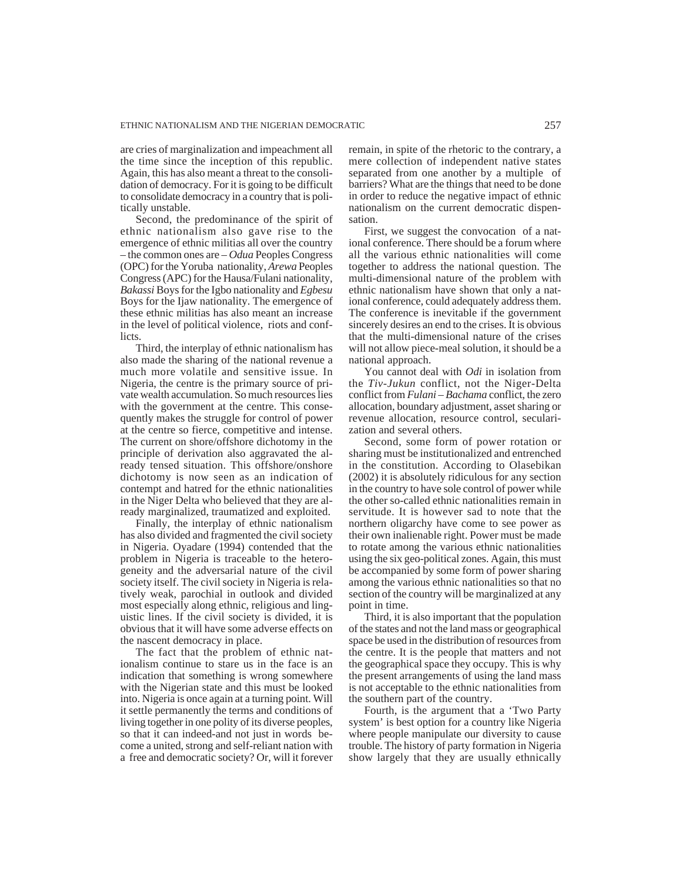are cries of marginalization and impeachment all the time since the inception of this republic. Again, this has also meant a threat to the consolidation of democracy. For it is going to be difficult to consolidate democracy in a country that is politically unstable.

Second, the predominance of the spirit of ethnic nationalism also gave rise to the emergence of ethnic militias all over the country – the common ones are – *Odua* Peoples Congress (OPC) for the Yoruba nationality, *Arewa* Peoples Congress (APC) for the Hausa/Fulani nationality, *Bakassi* Boys for the Igbo nationality and *Egbesu* Boys for the Ijaw nationality. The emergence of these ethnic militias has also meant an increase in the level of political violence, riots and conflicts.

Third, the interplay of ethnic nationalism has also made the sharing of the national revenue a much more volatile and sensitive issue. In Nigeria, the centre is the primary source of private wealth accumulation. So much resources lies with the government at the centre. This consequently makes the struggle for control of power at the centre so fierce, competitive and intense. The current on shore/offshore dichotomy in the principle of derivation also aggravated the already tensed situation. This offshore/onshore dichotomy is now seen as an indication of contempt and hatred for the ethnic nationalities in the Niger Delta who believed that they are already marginalized, traumatized and exploited.

Finally, the interplay of ethnic nationalism has also divided and fragmented the civil society in Nigeria. Oyadare (1994) contended that the problem in Nigeria is traceable to the heterogeneity and the adversarial nature of the civil society itself. The civil society in Nigeria is relatively weak, parochial in outlook and divided most especially along ethnic, religious and linguistic lines. If the civil society is divided, it is obvious that it will have some adverse effects on the nascent democracy in place.

The fact that the problem of ethnic nationalism continue to stare us in the face is an indication that something is wrong somewhere with the Nigerian state and this must be looked into. Nigeria is once again at a turning point. Will it settle permanently the terms and conditions of living together in one polity of its diverse peoples, so that it can indeed-and not just in words become a united, strong and self-reliant nation with a free and democratic society? Or, will it forever remain, in spite of the rhetoric to the contrary, a mere collection of independent native states separated from one another by a multiple of barriers? What are the things that need to be done in order to reduce the negative impact of ethnic nationalism on the current democratic dispensation.

First, we suggest the convocation of a national conference. There should be a forum where all the various ethnic nationalities will come together to address the national question. The multi-dimensional nature of the problem with ethnic nationalism have shown that only a national conference, could adequately address them. The conference is inevitable if the government sincerely desires an end to the crises. It is obvious that the multi-dimensional nature of the crises will not allow piece-meal solution, it should be a national approach.

You cannot deal with *Odi* in isolation from the *Tiv-Jukun* conflict, not the Niger-Delta conflict from *Fulani – Bachama* conflict, the zero allocation, boundary adjustment, asset sharing or revenue allocation, resource control, secularization and several others.

Second, some form of power rotation or sharing must be institutionalized and entrenched in the constitution. According to Olasebikan (2002) it is absolutely ridiculous for any section in the country to have sole control of power while the other so-called ethnic nationalities remain in servitude. It is however sad to note that the northern oligarchy have come to see power as their own inalienable right. Power must be made to rotate among the various ethnic nationalities using the six geo-political zones. Again, this must be accompanied by some form of power sharing among the various ethnic nationalities so that no section of the country will be marginalized at any point in time.

Third, it is also important that the population of the states and not the land mass or geographical space be used in the distribution of resources from the centre. It is the people that matters and not the geographical space they occupy. This is why the present arrangements of using the land mass is not acceptable to the ethnic nationalities from the southern part of the country.

Fourth, is the argument that a 'Two Party system' is best option for a country like Nigeria where people manipulate our diversity to cause trouble. The history of party formation in Nigeria show largely that they are usually ethnically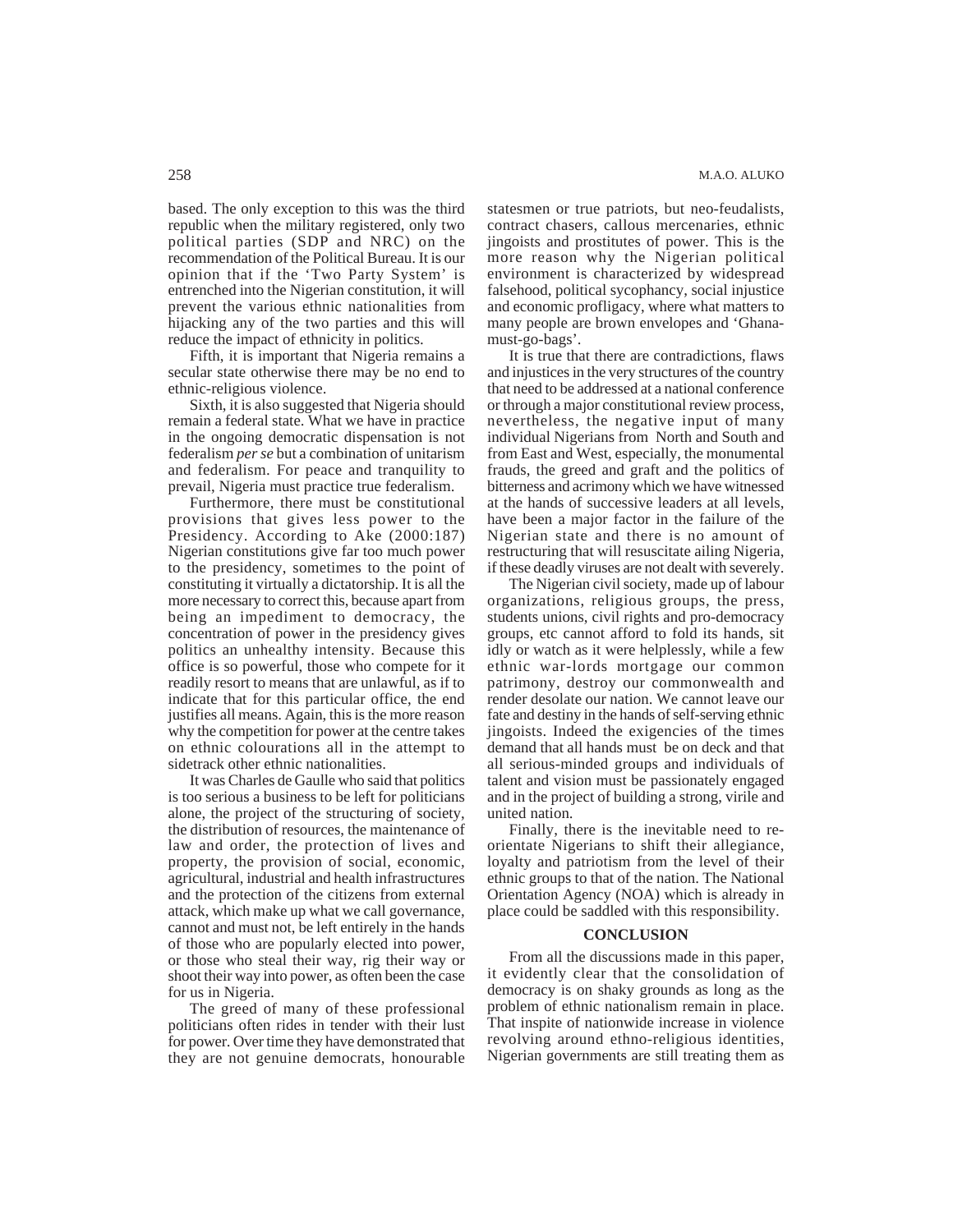based. The only exception to this was the third republic when the military registered, only two political parties (SDP and NRC) on the recommendation of the Political Bureau. It is our opinion that if the 'Two Party System' is entrenched into the Nigerian constitution, it will prevent the various ethnic nationalities from hijacking any of the two parties and this will reduce the impact of ethnicity in politics.

Fifth, it is important that Nigeria remains a secular state otherwise there may be no end to ethnic-religious violence.

Sixth, it is also suggested that Nigeria should remain a federal state. What we have in practice in the ongoing democratic dispensation is not federalism *per se* but a combination of unitarism and federalism. For peace and tranquility to prevail, Nigeria must practice true federalism.

Furthermore, there must be constitutional provisions that gives less power to the Presidency. According to Ake (2000:187) Nigerian constitutions give far too much power to the presidency, sometimes to the point of constituting it virtually a dictatorship. It is all the more necessary to correct this, because apart from being an impediment to democracy, the concentration of power in the presidency gives politics an unhealthy intensity. Because this office is so powerful, those who compete for it readily resort to means that are unlawful, as if to indicate that for this particular office, the end justifies all means. Again, this is the more reason why the competition for power at the centre takes on ethnic colourations all in the attempt to sidetrack other ethnic nationalities.

It was Charles de Gaulle who said that politics is too serious a business to be left for politicians alone, the project of the structuring of society, the distribution of resources, the maintenance of law and order, the protection of lives and property, the provision of social, economic, agricultural, industrial and health infrastructures and the protection of the citizens from external attack, which make up what we call governance, cannot and must not, be left entirely in the hands of those who are popularly elected into power, or those who steal their way, rig their way or shoot their way into power, as often been the case for us in Nigeria.

The greed of many of these professional politicians often rides in tender with their lust for power. Over time they have demonstrated that they are not genuine democrats, honourable statesmen or true patriots, but neo-feudalists, contract chasers, callous mercenaries, ethnic jingoists and prostitutes of power. This is the more reason why the Nigerian political environment is characterized by widespread falsehood, political sycophancy, social injustice and economic profligacy, where what matters to many people are brown envelopes and 'Ghana-must-go-bags'.

It is true that there are contradictions, flaws and injustices in the very structures of the country that need to be addressed at a national conference or through a major constitutional review process, nevertheless, the negative input of many individual Nigerians from North and South and from East and West, especially, the monumental frauds, the greed and graft and the politics of bitterness and acrimony which we have witnessed at the hands of successive leaders at all levels, have been a major factor in the failure of the Nigerian state and there is no amount of restructuring that will resuscitate ailing Nigeria, if these deadly viruses are not dealt with severely.

The Nigerian civil society, made up of labour organizations, religious groups, the press, students unions, civil rights and pro-democracy groups, etc cannot afford to fold its hands, sit idly or watch as it were helplessly, while a few ethnic war-lords mortgage our common patrimony, destroy our commonwealth and render desolate our nation. We cannot leave our fate and destiny in the hands of self-serving ethnic jingoists. Indeed the exigencies of the times demand that all hands must be on deck and that all serious-minded groups and individuals of talent and vision must be passionately engaged and in the project of building a strong, virile and united nation.

Finally, there is the inevitable need to re-orientate Nigerians to shift their allegiance, loyalty and patriotism from the level of their ethnic groups to that of the nation. The National Orientation Agency (NOA) which is already in place could be saddled with this responsibility.

## CONCLUSION

From all the discussions made in this paper, it evidently clear that the consolidation of democracy is on shaky grounds as long as the problem of ethnic nationalism remain in place. That inspite of nationwide increase in violence revolving around ethno-religious identities, Nigerian governments are still treating them as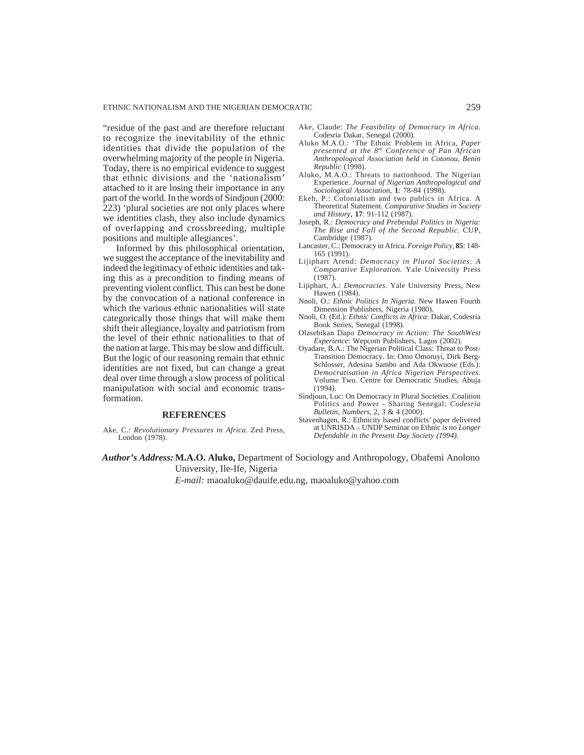"residue of the past and are therefore reluctant to recognize the inevitability of the ethnic identities that divide the population of the overwhelming majority of the people in Nigeria. Today, there is no empirical evidence to suggest that ethnic divisions and the 'nationalism' attached to it are losing their importance in any part of the world. In the words of Sindjoun (2000: 223) 'plural societies are not only places where we identities clash, they also include dynamics of overlapping and crossbreeding, multiple positions and multiple allegiances'.

Informed by this philosophical orientation, we suggest the acceptance of the inevitability and indeed the legitimacy of ethnic identities and taking this as a precondition to finding means of preventing violent conflict. This can best be done by the convocation of a national conference in which the various ethnic nationalities will state categorically those things that will make them shift their allegiance, loyalty and patriotism from the level of their ethnic nationalities to that of the nation at large. This may be slow and difficult. But the logic of our reasoning remain that ethnic identities are not fixed, but can change a great deal over time through a slow process of political manipulation with social and economic transformation.

## REFERENCES

Ake, C.: *Revolutionary Pressures in Africa*. Zed Press, London (1978).

Ake, Claude: *The Feasibility of Democracy in Africa*. Codesria Dakar, Senegal (2000).

Aluko M.A.O.: 'The Ethnic Problem in Africa, *Paper presented at the 8th Conference of Pan African Anthropological Association held in Cotonou, Benin Republic* (1998).

Aluko, M.A.O.: Threats to nationhood. The Nigerian Experience. *Journal of Nigerian Anthropological and Sociological Association*, **1**: 78-84 (1998).

Ekeh, P.: Colonialism and two publics in Africa. A Theoretical Statement. *Comparative Studies in Society and History*, **17**: 91-112 (1987).

Joseph, R.: *Democracy and Prebendal Politics in Nigeria: The Rise and Fall of the Second Republic*. CUP, Cambridge (1987).

Lancaster, C.: Democracy in Africa. *Foreign Policy*, **85**: 148-165 (1991).

Lijiphart Arend: *Democracy in Plural Societies*: *A Comparative Exploration*. Yale University Press (1987).

Lijiphart, A.: *Democracies*. Yale University Press, New Hawen (1984).

Nnoli, O.: *Ethnic Politics In Nigeria.* New Hawen Fourth Dimension Publishers, Nigeria (1980).

Nnoli, O. (Ed.): *Ethnic Conflicts in Africa*: Dakar, Codesria Book Series, Senegal (1998).

Olasebikan Dapo *Democracy in Action: The SouthWest Experience*: Wepcom Publishers, Lagos (2002).

Oyadare, B.A.: The Nigerian Political Class: Threat to Post-Transition Democracy. In: Omo Omoruyi, Dirk Berg-Schlosser, Adesina Sambo and Ada Okwuose (Eds.): *Democratisation in Africa Nigerian Perspectives*. Volume Two. Centre for Democratic Studies, Abuja (1994).

Sindjoun, Luc: On Democracy in Plural Societies .Coalition Politics and Power - Sharing Senegal: *Codesria Bulletin, Numbers*, 2, 3 & 4 (2000).

Stavenhagen, R.: Ethnicity based conflicts' paper delivered at UNRISDA – UNDP Seminar on Ethnic *is no Longer Defendable in the Present Day Society (1994).*

***Author's Address:*** **M.A.O. Aluko,** Department of Sociology and Anthropology, Obafemi Anolono University, Ile-Ife, Nigeria
*E-mail:* maoaluko@dauife.edu.ng, maoaluko@yahoo.com